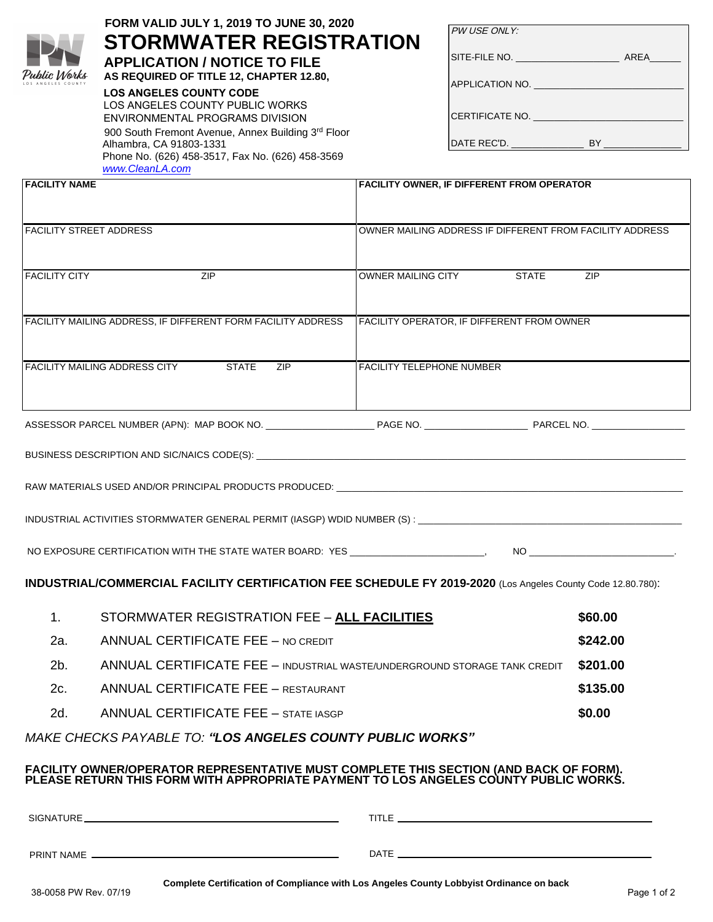FORM VALID JULY 1, 2019 TO JUNE 30, 2020

# STORMWATER REGISTRATION

## APPLICATION / NOTICE TO FILE

**AS REQUIRED OF TITLE 12, CHAPTER 12.80,**

**LOS ANGELES COUNTY CODE**

LOS ANGELES COUNTY PUBLIC WORKS
ENVIRONMENTAL PROGRAMS DIVISION
900 South Fremont Avenue, Annex Building 3rd Floor
Alhambra, CA 91803-1331
Phone No. (626) 458-3517, Fax No. (626) 458-3569
www.CleanLA.com

*PW USE ONLY:*

SITE-FILE NO. ____________________ AREA______

APPLICATION NO. ___________________________

CERTIFICATE NO. ___________________________

DATE REC'D. ______________ BY _______________

| | |
|---|---|
| **FACILITY NAME** | **FACILITY OWNER, IF DIFFERENT FROM OPERATOR** |
| FACILITY STREET ADDRESS | OWNER MAILING ADDRESS IF DIFFERENT FROM FACILITY ADDRESS |
| FACILITY CITY ZIP | OWNER MAILING CITY STATE ZIP |
| FACILITY MAILING ADDRESS, IF DIFFERENT FORM FACILITY ADDRESS | FACILITY OPERATOR, IF DIFFERENT FROM OWNER |
| FACILITY MAILING ADDRESS CITY STATE ZIP | FACILITY TELEPHONE NUMBER |

ASSESSOR PARCEL NUMBER (APN): MAP BOOK NO. ____________________ PAGE NO. ___________________ PARCEL NO. _________________

BUSINESS DESCRIPTION AND SIC/NAICS CODE(S): _______________________________________________

RAW MATERIALS USED AND/OR PRINCIPAL PRODUCTS PRODUCED: _______________________________________________

INDUSTRIAL ACTIVITIES STORMWATER GENERAL PERMIT (IASGP) WDID NUMBER (S) : _______________________________________________

NO EXPOSURE CERTIFICATION WITH THE STATE WATER BOARD: YES ________________________, NO ___________________________.

**INDUSTRIAL/COMMERCIAL FACILITY CERTIFICATION FEE SCHEDULE FY 2019-2020** (Los Angeles County Code 12.80.780):

| | | |
|---|---|---|
| 1. | STORMWATER REGISTRATION FEE – **ALL FACILITIES** | **$60.00** |
| 2a. | ANNUAL CERTIFICATE FEE – NO CREDIT | **$242.00** |
| 2b. | ANNUAL CERTIFICATE FEE – INDUSTRIAL WASTE/UNDERGROUND STORAGE TANK CREDIT | **$201.00** |
| 2c. | ANNUAL CERTIFICATE FEE – RESTAURANT | **$135.00** |
| 2d. | ANNUAL CERTIFICATE FEE – STATE IASGP | **$0.00** |

*MAKE CHECKS PAYABLE TO: **"LOS ANGELES COUNTY PUBLIC WORKS"***

**FACILITY OWNER/OPERATOR REPRESENTATIVE MUST COMPLETE THIS SECTION (AND BACK OF FORM). PLEASE RETURN THIS FORM WITH APPROPRIATE PAYMENT TO LOS ANGELES COUNTY PUBLIC WORKS.**

SIGNATURE ______________________________ TITLE ______________________________

PRINT NAME ______________________________ DATE ______________________________

**Complete Certification of Compliance with Los Angeles County Lobbyist Ordinance on back**

38-0058 PW Rev. 07/19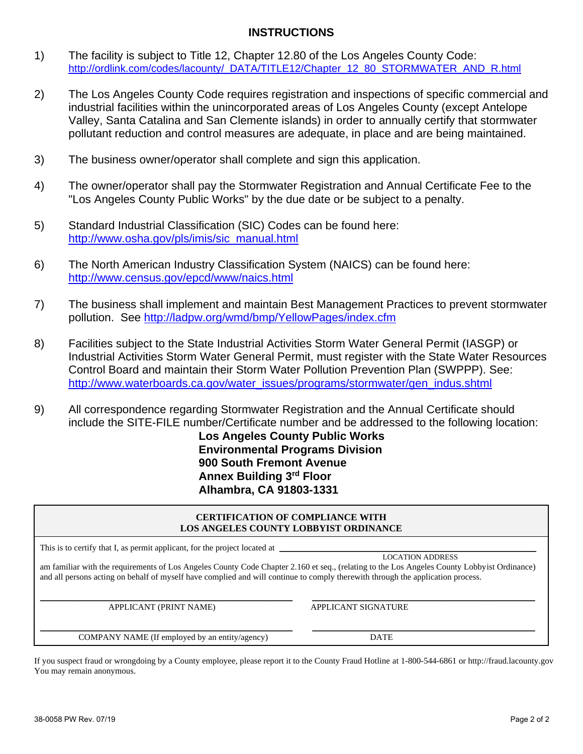# INSTRUCTIONS

1) The facility is subject to Title 12, Chapter 12.80 of the Los Angeles County Code: http://ordlink.com/codes/lacounty/_DATA/TITLE12/Chapter_12_80_STORMWATER_AND_R.html

2) The Los Angeles County Code requires registration and inspections of specific commercial and industrial facilities within the unincorporated areas of Los Angeles County (except Antelope Valley, Santa Catalina and San Clemente islands) in order to annually certify that stormwater pollutant reduction and control measures are adequate, in place and are being maintained.

3) The business owner/operator shall complete and sign this application.

4) The owner/operator shall pay the Stormwater Registration and Annual Certificate Fee to the "Los Angeles County Public Works" by the due date or be subject to a penalty.

5) Standard Industrial Classification (SIC) Codes can be found here: http://www.osha.gov/pls/imis/sic_manual.html

6) The North American Industry Classification System (NAICS) can be found here: http://www.census.gov/epcd/www/naics.html

7) The business shall implement and maintain Best Management Practices to prevent stormwater pollution. See http://ladpw.org/wmd/bmp/YellowPages/index.cfm

8) Facilities subject to the State Industrial Activities Storm Water General Permit (IASGP) or Industrial Activities Storm Water General Permit, must register with the State Water Resources Control Board and maintain their Storm Water Pollution Prevention Plan (SWPPP). See: http://www.waterboards.ca.gov/water_issues/programs/stormwater/gen_indus.shtml

9) All correspondence regarding Stormwater Registration and the Annual Certificate should include the SITE-FILE number/Certificate number and be addressed to the following location:

   **Los Angeles County Public Works**
   **Environmental Programs Division**
   **900 South Fremont Avenue**
   **Annex Building 3rd Floor**
   **Alhambra, CA 91803-1331**

**CERTIFICATION OF COMPLIANCE WITH LOS ANGELES COUNTY LOBBYIST ORDINANCE**

This is to certify that I, as permit applicant, for the project located at ______________________________
LOCATION ADDRESS

am familiar with the requirements of Los Angeles County Code Chapter 2.160 et seq., (relating to the Los Angeles County Lobbyist Ordinance) and all persons acting on behalf of myself have complied and will continue to comply therewith through the application process.

| | |
|---|---|
| ______________________________ | ______________________________ |
| APPLICANT (PRINT NAME) | APPLICANT SIGNATURE |
| ______________________________ | ______________________________ |
| COMPANY NAME (If employed by an entity/agency) | DATE |

If you suspect fraud or wrongdoing by a County employee, please report it to the County Fraud Hotline at 1-800-544-6861 or http://fraud.lacounty.gov You may remain anonymous.

38-0058 PW Rev. 07/19